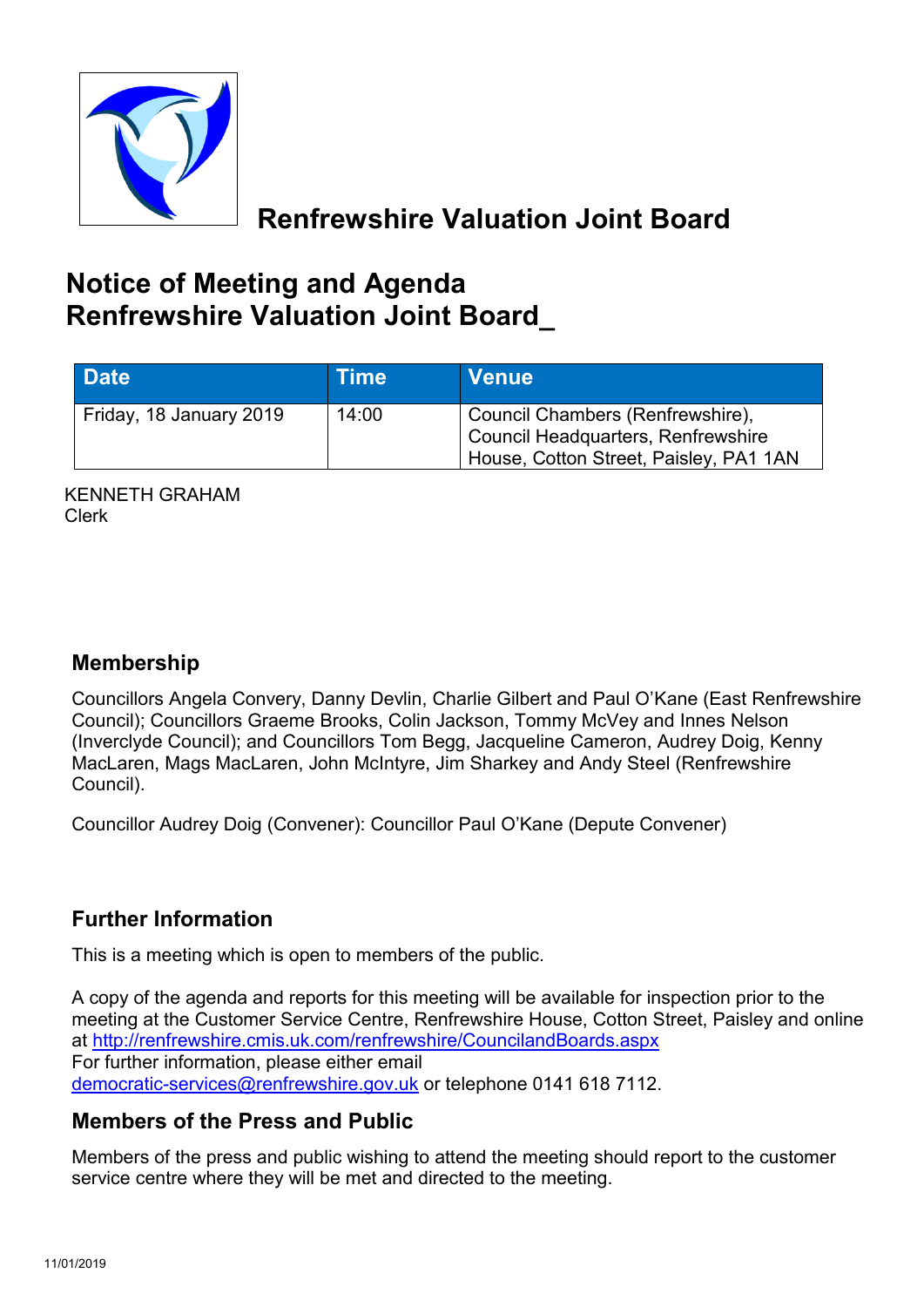# Renfrewshire Valuation Joint Board

## Notice of Meeting and Agenda
## Renfrewshire Valuation Joint Board_

| Date | Time | Venue |
|---|---|---|
| Friday, 18 January 2019 | 14:00 | Council Chambers (Renfrewshire), Council Headquarters, Renfrewshire House, Cotton Street, Paisley, PA1 1AN |

KENNETH GRAHAM
Clerk

### Membership

Councillors Angela Convery, Danny Devlin, Charlie Gilbert and Paul O'Kane (East Renfrewshire Council); Councillors Graeme Brooks, Colin Jackson, Tommy McVey and Innes Nelson (Inverclyde Council); and Councillors Tom Begg, Jacqueline Cameron, Audrey Doig, Kenny MacLaren, Mags MacLaren, John McIntyre, Jim Sharkey and Andy Steel (Renfrewshire Council).

Councillor Audrey Doig (Convener): Councillor Paul O'Kane (Depute Convener)

### Further Information

This is a meeting which is open to members of the public.

A copy of the agenda and reports for this meeting will be available for inspection prior to the meeting at the Customer Service Centre, Renfrewshire House, Cotton Street, Paisley and online at http://renfrewshire.cmis.uk.com/renfrewshire/CouncilandBoards.aspx
For further information, please either email democratic-services@renfrewshire.gov.uk or telephone 0141 618 7112.

### Members of the Press and Public

Members of the press and public wishing to attend the meeting should report to the customer service centre where they will be met and directed to the meeting.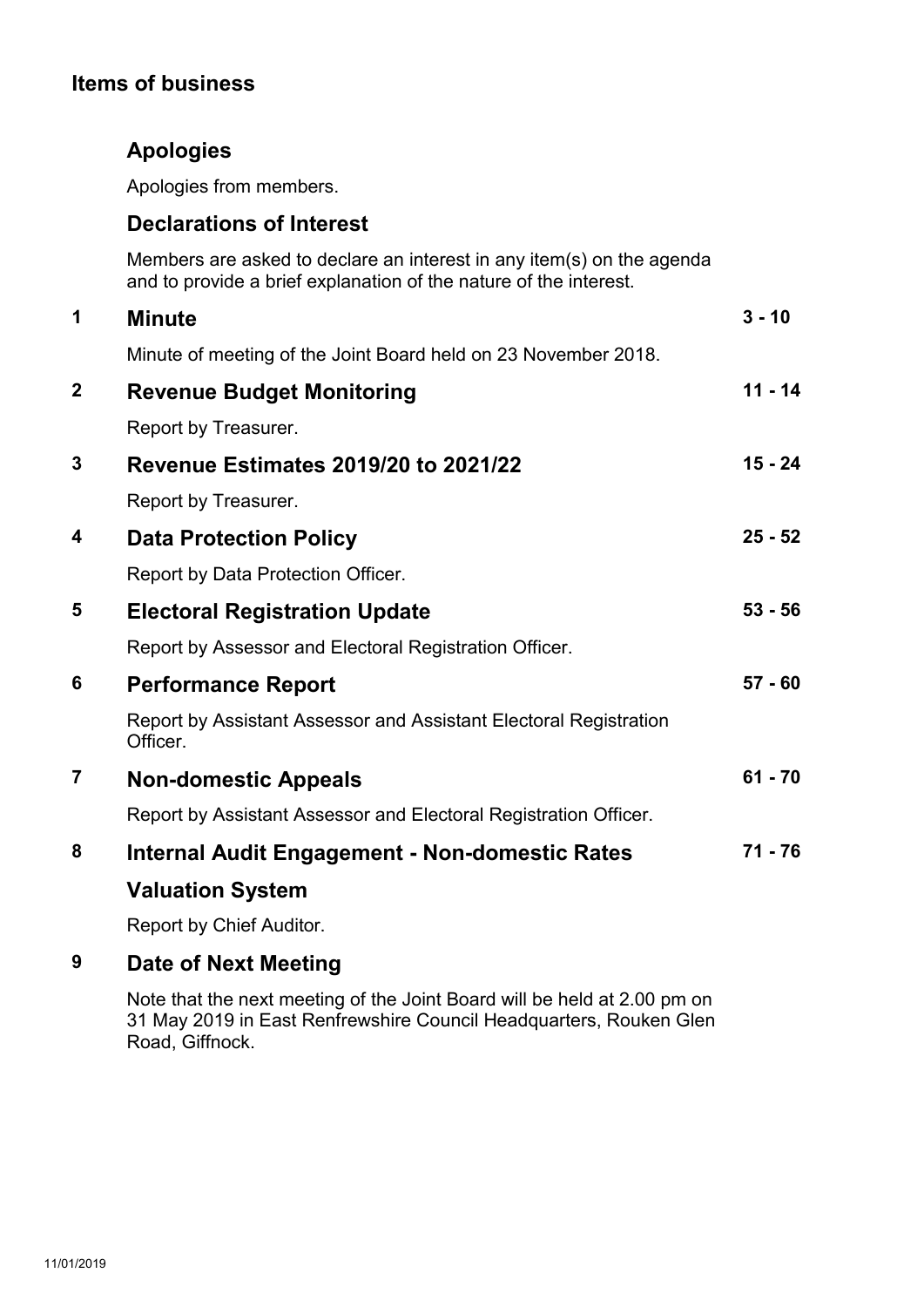## Items of business

### Apologies

Apologies from members.

### Declarations of Interest

Members are asked to declare an interest in any item(s) on the agenda and to provide a brief explanation of the nature of the interest.

| | | | |
|---|---|---|---|
| 1 | **Minute** | 3 - 10 |
| | Minute of meeting of the Joint Board held on 23 November 2018. | |
| 2 | **Revenue Budget Monitoring** | 11 - 14 |
| | Report by Treasurer. | |
| 3 | **Revenue Estimates 2019/20 to 2021/22** | 15 - 24 |
| | Report by Treasurer. | |
| 4 | **Data Protection Policy** | 25 - 52 |
| | Report by Data Protection Officer. | |
| 5 | **Electoral Registration Update** | 53 - 56 |
| | Report by Assessor and Electoral Registration Officer. | |
| 6 | **Performance Report** | 57 - 60 |
| | Report by Assistant Assessor and Assistant Electoral Registration Officer. | |
| 7 | **Non-domestic Appeals** | 61 - 70 |
| | Report by Assistant Assessor and Electoral Registration Officer. | |
| 8 | **Internal Audit Engagement - Non-domestic Rates Valuation System** | 71 - 76 |
| | Report by Chief Auditor. | |
| 9 | **Date of Next Meeting** | |
| | Note that the next meeting of the Joint Board will be held at 2.00 pm on 31 May 2019 in East Renfrewshire Council Headquarters, Rouken Glen Road, Giffnock. | |

11/01/2019